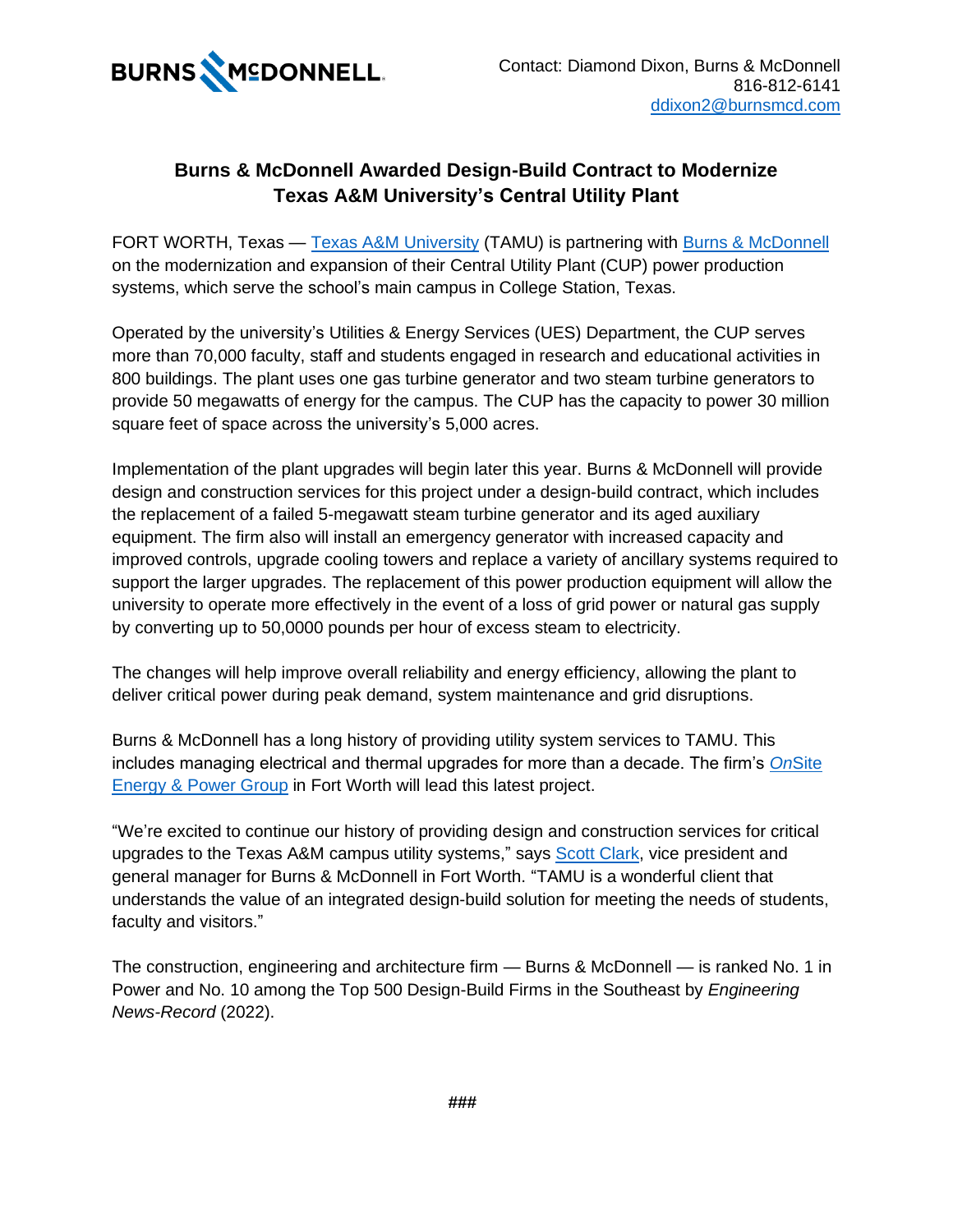BURNS McDONNELL

Contact: Diamond Dixon, Burns & McDonnell
816-812-6141
ddixon2@burnsmcd.com

## Burns & McDonnell Awarded Design-Build Contract to Modernize Texas A&M University's Central Utility Plant

FORT WORTH, Texas — Texas A&M University (TAMU) is partnering with Burns & McDonnell on the modernization and expansion of their Central Utility Plant (CUP) power production systems, which serve the school's main campus in College Station, Texas.

Operated by the university's Utilities & Energy Services (UES) Department, the CUP serves more than 70,000 faculty, staff and students engaged in research and educational activities in 800 buildings. The plant uses one gas turbine generator and two steam turbine generators to provide 50 megawatts of energy for the campus. The CUP has the capacity to power 30 million square feet of space across the university's 5,000 acres.

Implementation of the plant upgrades will begin later this year. Burns & McDonnell will provide design and construction services for this project under a design-build contract, which includes the replacement of a failed 5-megawatt steam turbine generator and its aged auxiliary equipment. The firm also will install an emergency generator with increased capacity and improved controls, upgrade cooling towers and replace a variety of ancillary systems required to support the larger upgrades. The replacement of this power production equipment will allow the university to operate more effectively in the event of a loss of grid power or natural gas supply by converting up to 50,0000 pounds per hour of excess steam to electricity.

The changes will help improve overall reliability and energy efficiency, allowing the plant to deliver critical power during peak demand, system maintenance and grid disruptions.

Burns & McDonnell has a long history of providing utility system services to TAMU. This includes managing electrical and thermal upgrades for more than a decade. The firm's *On*Site Energy & Power Group in Fort Worth will lead this latest project.

"We're excited to continue our history of providing design and construction services for critical upgrades to the Texas A&M campus utility systems," says Scott Clark, vice president and general manager for Burns & McDonnell in Fort Worth. "TAMU is a wonderful client that understands the value of an integrated design-build solution for meeting the needs of students, faculty and visitors."

The construction, engineering and architecture firm — Burns & McDonnell — is ranked No. 1 in Power and No. 10 among the Top 500 Design-Build Firms in the Southeast by *Engineering News-Record* (2022).

###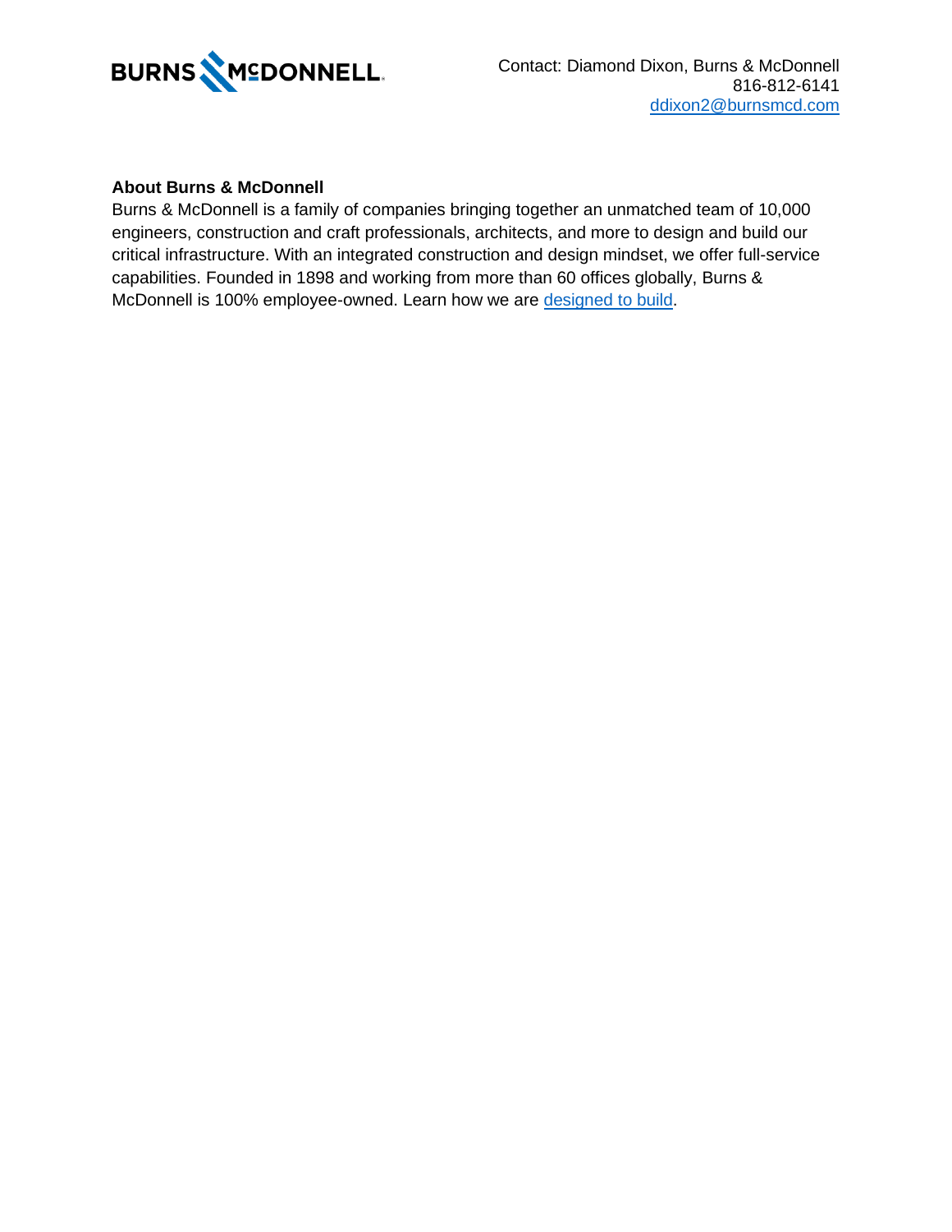Contact: Diamond Dixon, Burns & McDonnell
816-812-6141
ddixon2@burnsmcd.com

**About Burns & McDonnell**

Burns & McDonnell is a family of companies bringing together an unmatched team of 10,000 engineers, construction and craft professionals, architects, and more to design and build our critical infrastructure. With an integrated construction and design mindset, we offer full-service capabilities. Founded in 1898 and working from more than 60 offices globally, Burns & McDonnell is 100% employee-owned. Learn how we are designed to build.